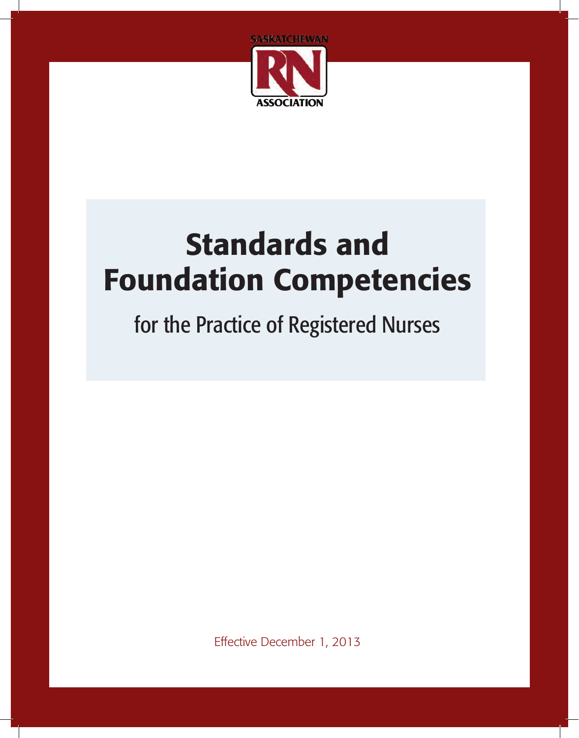SASKATCHEWAN RN ASSOCIATION

# Standards and Foundation Competencies

## for the Practice of Registered Nurses

Effective December 1, 2013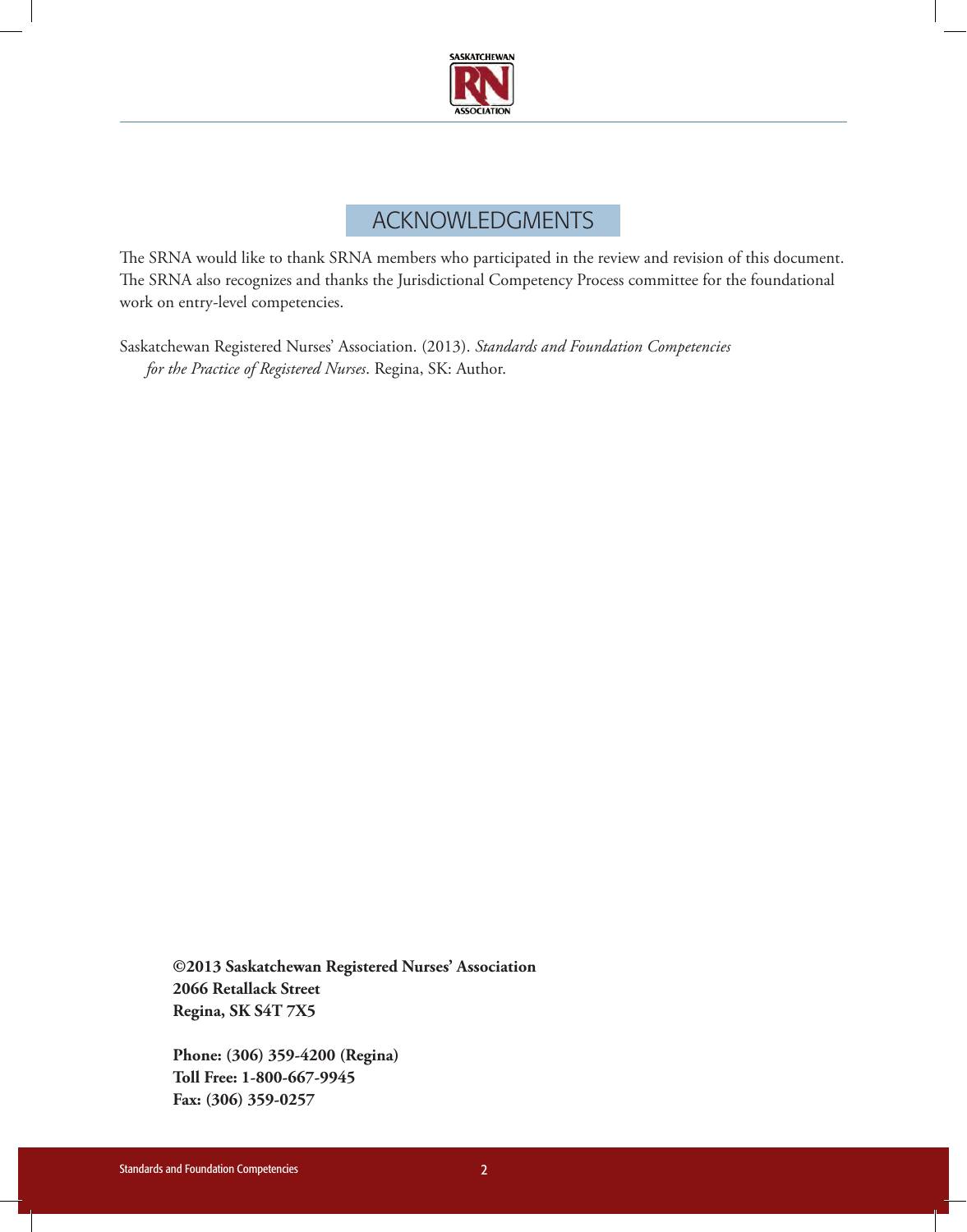# ACKNOWLEDGMENTS

The SRNA would like to thank SRNA members who participated in the review and revision of this document. The SRNA also recognizes and thanks the Jurisdictional Competency Process committee for the foundational work on entry-level competencies.

Saskatchewan Registered Nurses' Association. (2013). *Standards and Foundation Competencies for the Practice of Registered Nurses*. Regina, SK: Author.

**©2013 Saskatchewan Registered Nurses' Association**
**2066 Retallack Street**
**Regina, SK S4T 7X5**

**Phone: (306) 359-4200 (Regina)**
**Toll Free: 1-800-667-9945**
**Fax: (306) 359-0257**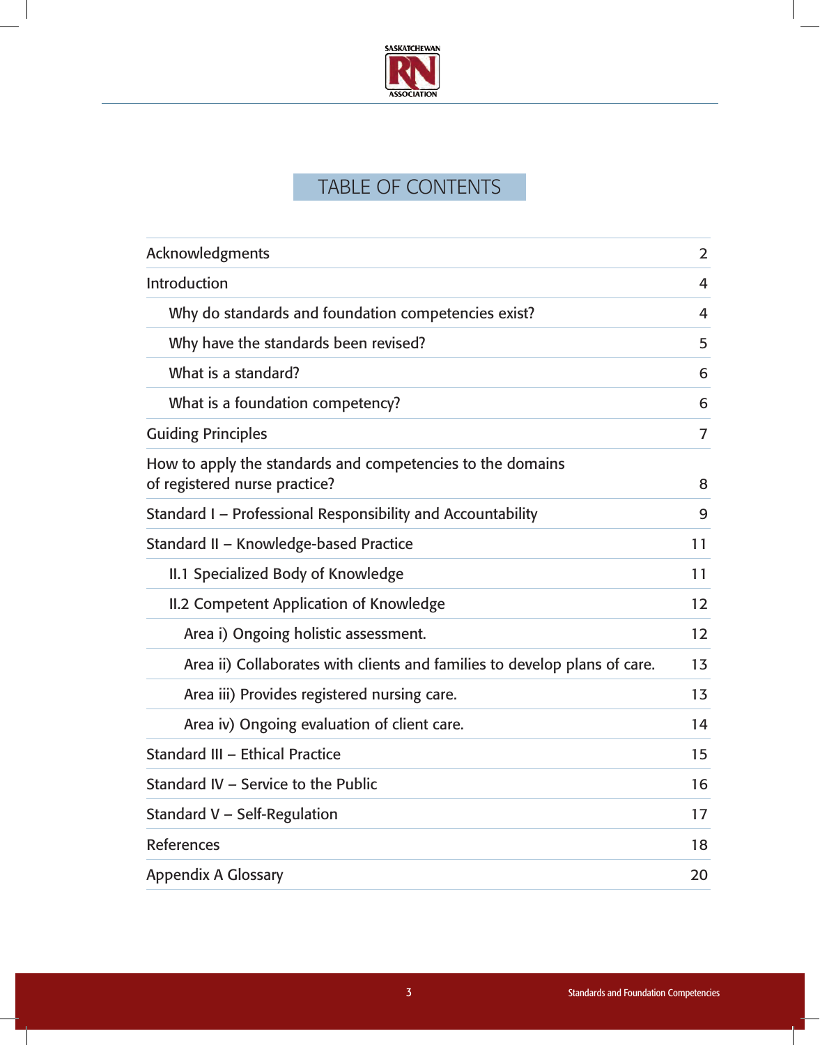# TABLE OF CONTENTS

| | |
|---|---|
| Acknowledgments | 2 |
| Introduction | 4 |
| Why do standards and foundation competencies exist? | 4 |
| Why have the standards been revised? | 5 |
| What is a standard? | 6 |
| What is a foundation competency? | 6 |
| Guiding Principles | 7 |
| How to apply the standards and competencies to the domains of registered nurse practice? | 8 |
| Standard I – Professional Responsibility and Accountability | 9 |
| Standard II – Knowledge-based Practice | 11 |
| II.1 Specialized Body of Knowledge | 11 |
| II.2 Competent Application of Knowledge | 12 |
| Area i) Ongoing holistic assessment. | 12 |
| Area ii) Collaborates with clients and families to develop plans of care. | 13 |
| Area iii) Provides registered nursing care. | 13 |
| Area iv) Ongoing evaluation of client care. | 14 |
| Standard III – Ethical Practice | 15 |
| Standard IV – Service to the Public | 16 |
| Standard V – Self-Regulation | 17 |
| References | 18 |
| Appendix A Glossary | 20 |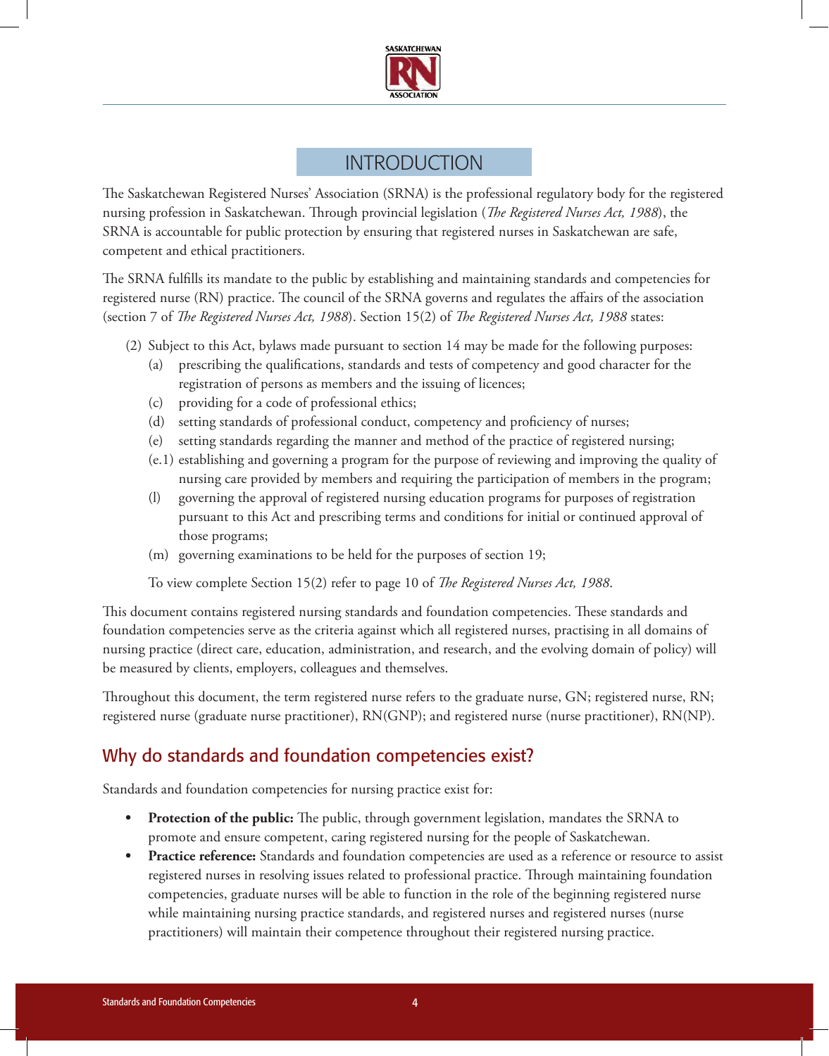# INTRODUCTION

The Saskatchewan Registered Nurses' Association (SRNA) is the professional regulatory body for the registered nursing profession in Saskatchewan. Through provincial legislation (*The Registered Nurses Act, 1988*), the SRNA is accountable for public protection by ensuring that registered nurses in Saskatchewan are safe, competent and ethical practitioners.

The SRNA fulfills its mandate to the public by establishing and maintaining standards and competencies for registered nurse (RN) practice. The council of the SRNA governs and regulates the affairs of the association (section 7 of *The Registered Nurses Act, 1988*). Section 15(2) of *The Registered Nurses Act, 1988* states:

(2) Subject to this Act, bylaws made pursuant to section 14 may be made for the following purposes:

- (a) prescribing the qualifications, standards and tests of competency and good character for the registration of persons as members and the issuing of licences;
- (c) providing for a code of professional ethics;
- (d) setting standards of professional conduct, competency and proficiency of nurses;
- (e) setting standards regarding the manner and method of the practice of registered nursing;
- (e.1) establishing and governing a program for the purpose of reviewing and improving the quality of nursing care provided by members and requiring the participation of members in the program;
- (l) governing the approval of registered nursing education programs for purposes of registration pursuant to this Act and prescribing terms and conditions for initial or continued approval of those programs;
- (m) governing examinations to be held for the purposes of section 19;

To view complete Section 15(2) refer to page 10 of *The Registered Nurses Act, 1988*.

This document contains registered nursing standards and foundation competencies. These standards and foundation competencies serve as the criteria against which all registered nurses, practising in all domains of nursing practice (direct care, education, administration, and research, and the evolving domain of policy) will be measured by clients, employers, colleagues and themselves.

Throughout this document, the term registered nurse refers to the graduate nurse, GN; registered nurse, RN; registered nurse (graduate nurse practitioner), RN(GNP); and registered nurse (nurse practitioner), RN(NP).

## Why do standards and foundation competencies exist?

Standards and foundation competencies for nursing practice exist for:

- **Protection of the public:** The public, through government legislation, mandates the SRNA to promote and ensure competent, caring registered nursing for the people of Saskatchewan.
- **Practice reference:** Standards and foundation competencies are used as a reference or resource to assist registered nurses in resolving issues related to professional practice. Through maintaining foundation competencies, graduate nurses will be able to function in the role of the beginning registered nurse while maintaining nursing practice standards, and registered nurses and registered nurses (nurse practitioners) will maintain their competence throughout their registered nursing practice.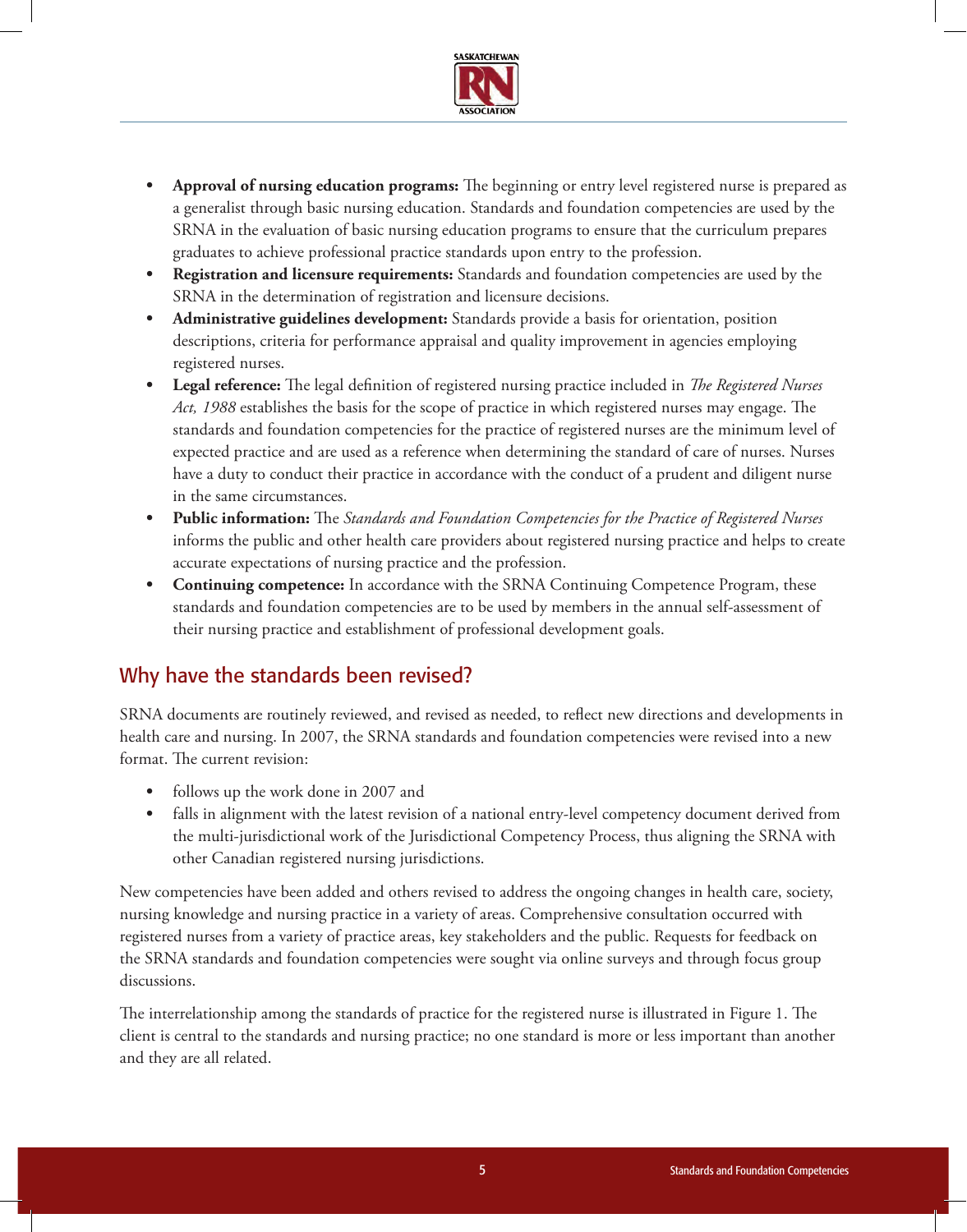- **Approval of nursing education programs:** The beginning or entry level registered nurse is prepared as a generalist through basic nursing education. Standards and foundation competencies are used by the SRNA in the evaluation of basic nursing education programs to ensure that the curriculum prepares graduates to achieve professional practice standards upon entry to the profession.
- **Registration and licensure requirements:** Standards and foundation competencies are used by the SRNA in the determination of registration and licensure decisions.
- **Administrative guidelines development:** Standards provide a basis for orientation, position descriptions, criteria for performance appraisal and quality improvement in agencies employing registered nurses.
- **Legal reference:** The legal definition of registered nursing practice included in *The Registered Nurses Act, 1988* establishes the basis for the scope of practice in which registered nurses may engage. The standards and foundation competencies for the practice of registered nurses are the minimum level of expected practice and are used as a reference when determining the standard of care of nurses. Nurses have a duty to conduct their practice in accordance with the conduct of a prudent and diligent nurse in the same circumstances.
- **Public information:** The *Standards and Foundation Competencies for the Practice of Registered Nurses* informs the public and other health care providers about registered nursing practice and helps to create accurate expectations of nursing practice and the profession.
- **Continuing competence:** In accordance with the SRNA Continuing Competence Program, these standards and foundation competencies are to be used by members in the annual self-assessment of their nursing practice and establishment of professional development goals.

## Why have the standards been revised?

SRNA documents are routinely reviewed, and revised as needed, to reflect new directions and developments in health care and nursing. In 2007, the SRNA standards and foundation competencies were revised into a new format. The current revision:

- follows up the work done in 2007 and
- falls in alignment with the latest revision of a national entry-level competency document derived from the multi-jurisdictional work of the Jurisdictional Competency Process, thus aligning the SRNA with other Canadian registered nursing jurisdictions.

New competencies have been added and others revised to address the ongoing changes in health care, society, nursing knowledge and nursing practice in a variety of areas. Comprehensive consultation occurred with registered nurses from a variety of practice areas, key stakeholders and the public. Requests for feedback on the SRNA standards and foundation competencies were sought via online surveys and through focus group discussions.

The interrelationship among the standards of practice for the registered nurse is illustrated in Figure 1. The client is central to the standards and nursing practice; no one standard is more or less important than another and they are all related.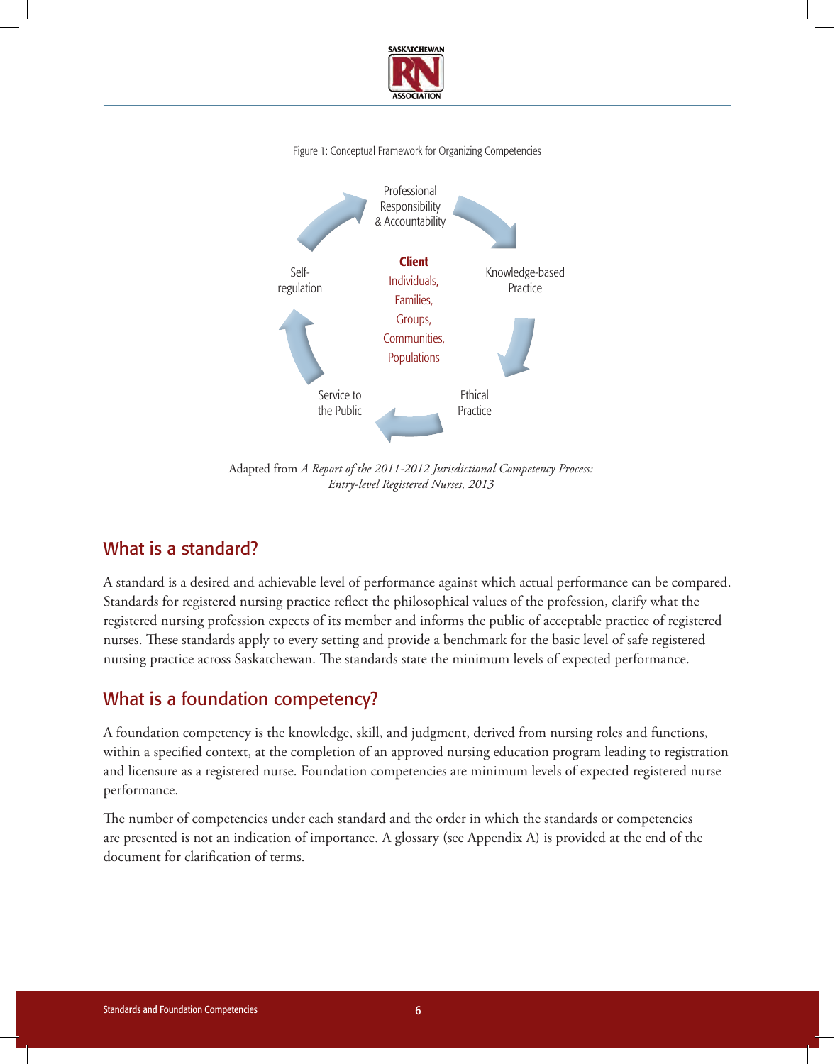Figure 1: Conceptual Framework for Organizing Competencies

Professional Responsibility & Accountability

Knowledge-based Practice

Ethical Practice

Service to the Public

Self-regulation

**Client**
Individuals, Families, Groups, Communities, Populations

Adapted from *A Report of the 2011-2012 Jurisdictional Competency Process: Entry-level Registered Nurses, 2013*

## What is a standard?

A standard is a desired and achievable level of performance against which actual performance can be compared. Standards for registered nursing practice reflect the philosophical values of the profession, clarify what the registered nursing profession expects of its member and informs the public of acceptable practice of registered nurses. These standards apply to every setting and provide a benchmark for the basic level of safe registered nursing practice across Saskatchewan. The standards state the minimum levels of expected performance.

## What is a foundation competency?

A foundation competency is the knowledge, skill, and judgment, derived from nursing roles and functions, within a specified context, at the completion of an approved nursing education program leading to registration and licensure as a registered nurse. Foundation competencies are minimum levels of expected registered nurse performance.

The number of competencies under each standard and the order in which the standards or competencies are presented is not an indication of importance. A glossary (see Appendix A) is provided at the end of the document for clarification of terms.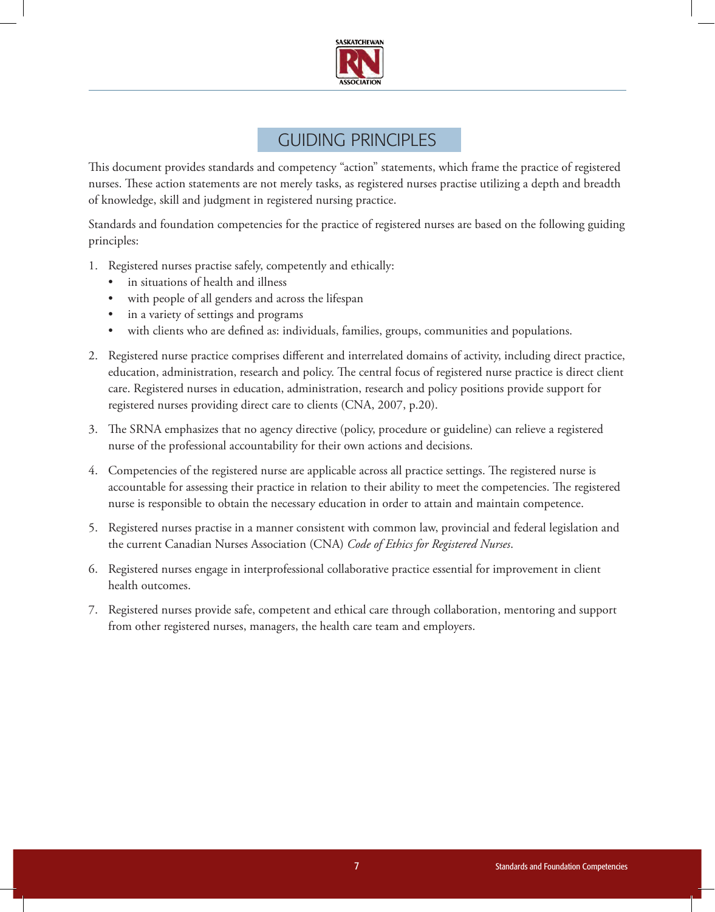# GUIDING PRINCIPLES

This document provides standards and competency "action" statements, which frame the practice of registered nurses. These action statements are not merely tasks, as registered nurses practise utilizing a depth and breadth of knowledge, skill and judgment in registered nursing practice.

Standards and foundation competencies for the practice of registered nurses are based on the following guiding principles:

1. Registered nurses practise safely, competently and ethically:
   - in situations of health and illness
   - with people of all genders and across the lifespan
   - in a variety of settings and programs
   - with clients who are defined as: individuals, families, groups, communities and populations.
2. Registered nurse practice comprises different and interrelated domains of activity, including direct practice, education, administration, research and policy. The central focus of registered nurse practice is direct client care. Registered nurses in education, administration, research and policy positions provide support for registered nurses providing direct care to clients (CNA, 2007, p.20).
3. The SRNA emphasizes that no agency directive (policy, procedure or guideline) can relieve a registered nurse of the professional accountability for their own actions and decisions.
4. Competencies of the registered nurse are applicable across all practice settings. The registered nurse is accountable for assessing their practice in relation to their ability to meet the competencies. The registered nurse is responsible to obtain the necessary education in order to attain and maintain competence.
5. Registered nurses practise in a manner consistent with common law, provincial and federal legislation and the current Canadian Nurses Association (CNA) *Code of Ethics for Registered Nurses*.
6. Registered nurses engage in interprofessional collaborative practice essential for improvement in client health outcomes.
7. Registered nurses provide safe, competent and ethical care through collaboration, mentoring and support from other registered nurses, managers, the health care team and employers.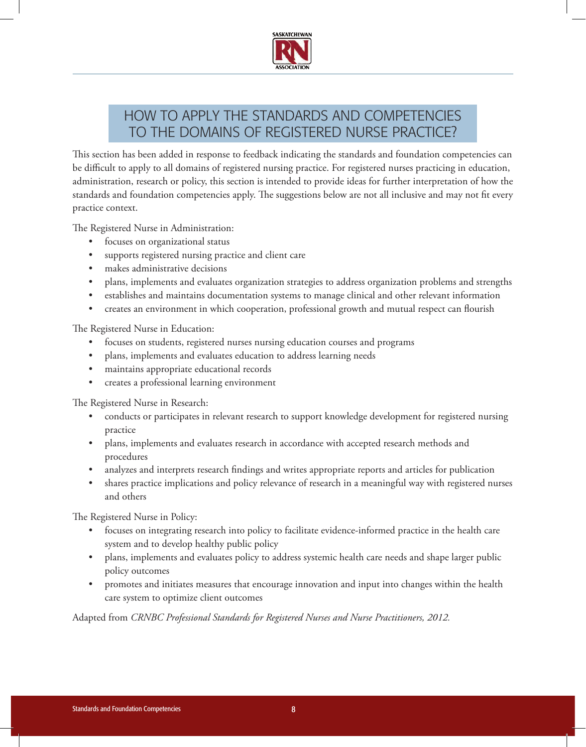# HOW TO APPLY THE STANDARDS AND COMPETENCIES TO THE DOMAINS OF REGISTERED NURSE PRACTICE?

This section has been added in response to feedback indicating the standards and foundation competencies can be difficult to apply to all domains of registered nursing practice. For registered nurses practicing in education, administration, research or policy, this section is intended to provide ideas for further interpretation of how the standards and foundation competencies apply. The suggestions below are not all inclusive and may not fit every practice context.

The Registered Nurse in Administration:

- focuses on organizational status
- supports registered nursing practice and client care
- makes administrative decisions
- plans, implements and evaluates organization strategies to address organization problems and strengths
- establishes and maintains documentation systems to manage clinical and other relevant information
- creates an environment in which cooperation, professional growth and mutual respect can flourish

The Registered Nurse in Education:

- focuses on students, registered nurses nursing education courses and programs
- plans, implements and evaluates education to address learning needs
- maintains appropriate educational records
- creates a professional learning environment

The Registered Nurse in Research:

- conducts or participates in relevant research to support knowledge development for registered nursing practice
- plans, implements and evaluates research in accordance with accepted research methods and procedures
- analyzes and interprets research findings and writes appropriate reports and articles for publication
- shares practice implications and policy relevance of research in a meaningful way with registered nurses and others

The Registered Nurse in Policy:

- focuses on integrating research into policy to facilitate evidence-informed practice in the health care system and to develop healthy public policy
- plans, implements and evaluates policy to address systemic health care needs and shape larger public policy outcomes
- promotes and initiates measures that encourage innovation and input into changes within the health care system to optimize client outcomes

Adapted from *CRNBC Professional Standards for Registered Nurses and Nurse Practitioners, 2012.*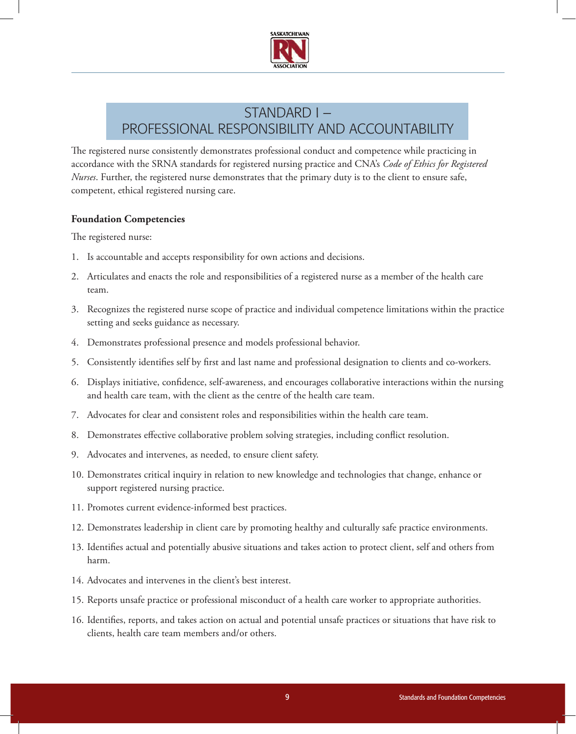# STANDARD I – PROFESSIONAL RESPONSIBILITY AND ACCOUNTABILITY

The registered nurse consistently demonstrates professional conduct and competence while practicing in accordance with the SRNA standards for registered nursing practice and CNA's *Code of Ethics for Registered Nurses*. Further, the registered nurse demonstrates that the primary duty is to the client to ensure safe, competent, ethical registered nursing care.

**Foundation Competencies**

The registered nurse:

1. Is accountable and accepts responsibility for own actions and decisions.
2. Articulates and enacts the role and responsibilities of a registered nurse as a member of the health care team.
3. Recognizes the registered nurse scope of practice and individual competence limitations within the practice setting and seeks guidance as necessary.
4. Demonstrates professional presence and models professional behavior.
5. Consistently identifies self by first and last name and professional designation to clients and co-workers.
6. Displays initiative, confidence, self-awareness, and encourages collaborative interactions within the nursing and health care team, with the client as the centre of the health care team.
7. Advocates for clear and consistent roles and responsibilities within the health care team.
8. Demonstrates effective collaborative problem solving strategies, including conflict resolution.
9. Advocates and intervenes, as needed, to ensure client safety.
10. Demonstrates critical inquiry in relation to new knowledge and technologies that change, enhance or support registered nursing practice.
11. Promotes current evidence-informed best practices.
12. Demonstrates leadership in client care by promoting healthy and culturally safe practice environments.
13. Identifies actual and potentially abusive situations and takes action to protect client, self and others from harm.
14. Advocates and intervenes in the client's best interest.
15. Reports unsafe practice or professional misconduct of a health care worker to appropriate authorities.
16. Identifies, reports, and takes action on actual and potential unsafe practices or situations that have risk to clients, health care team members and/or others.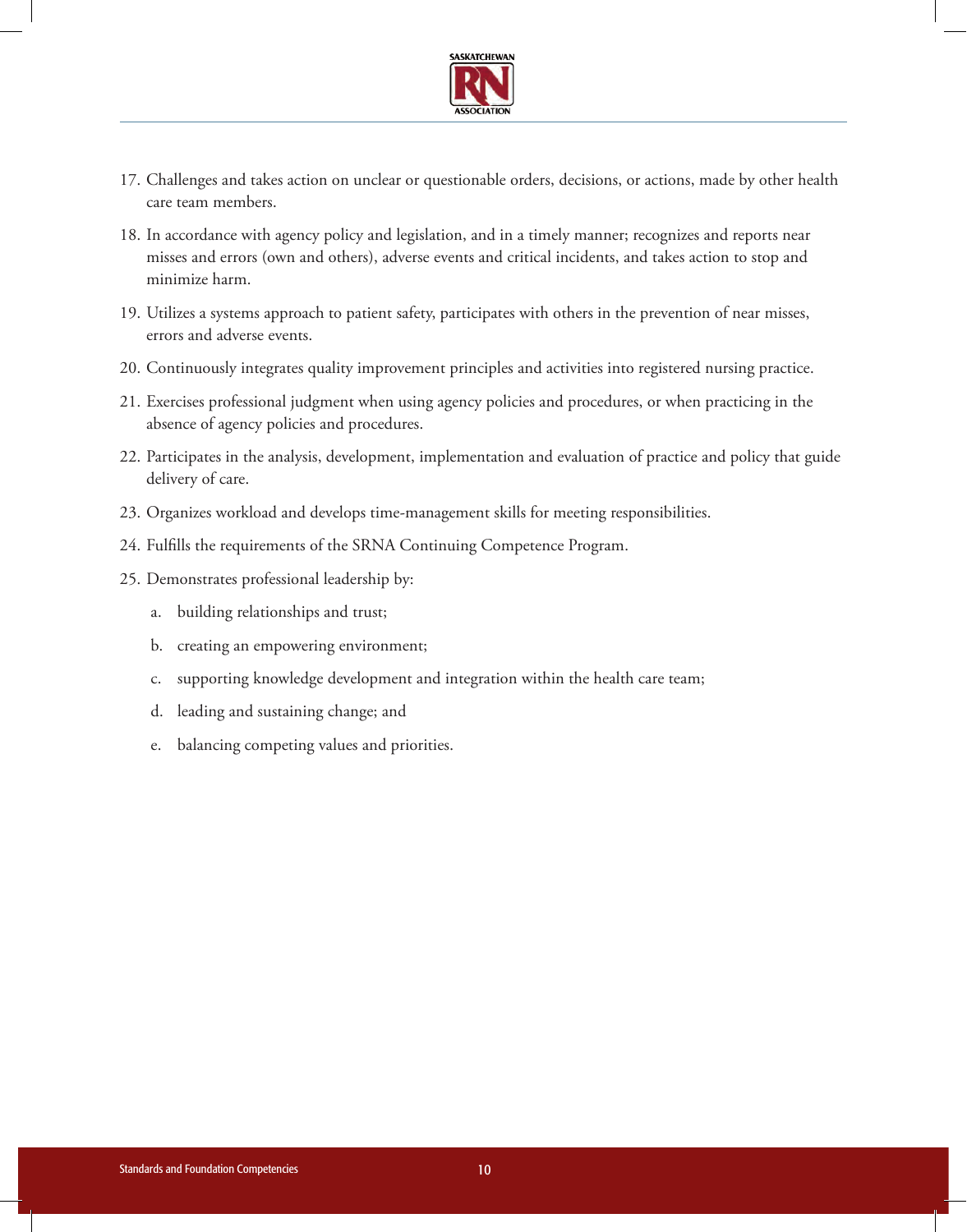17. Challenges and takes action on unclear or questionable orders, decisions, or actions, made by other health care team members.

18. In accordance with agency policy and legislation, and in a timely manner; recognizes and reports near misses and errors (own and others), adverse events and critical incidents, and takes action to stop and minimize harm.

19. Utilizes a systems approach to patient safety, participates with others in the prevention of near misses, errors and adverse events.

20. Continuously integrates quality improvement principles and activities into registered nursing practice.

21. Exercises professional judgment when using agency policies and procedures, or when practicing in the absence of agency policies and procedures.

22. Participates in the analysis, development, implementation and evaluation of practice and policy that guide delivery of care.

23. Organizes workload and develops time-management skills for meeting responsibilities.

24. Fulfills the requirements of the SRNA Continuing Competence Program.

25. Demonstrates professional leadership by:

    a. building relationships and trust;

    b. creating an empowering environment;

    c. supporting knowledge development and integration within the health care team;

    d. leading and sustaining change; and

    e. balancing competing values and priorities.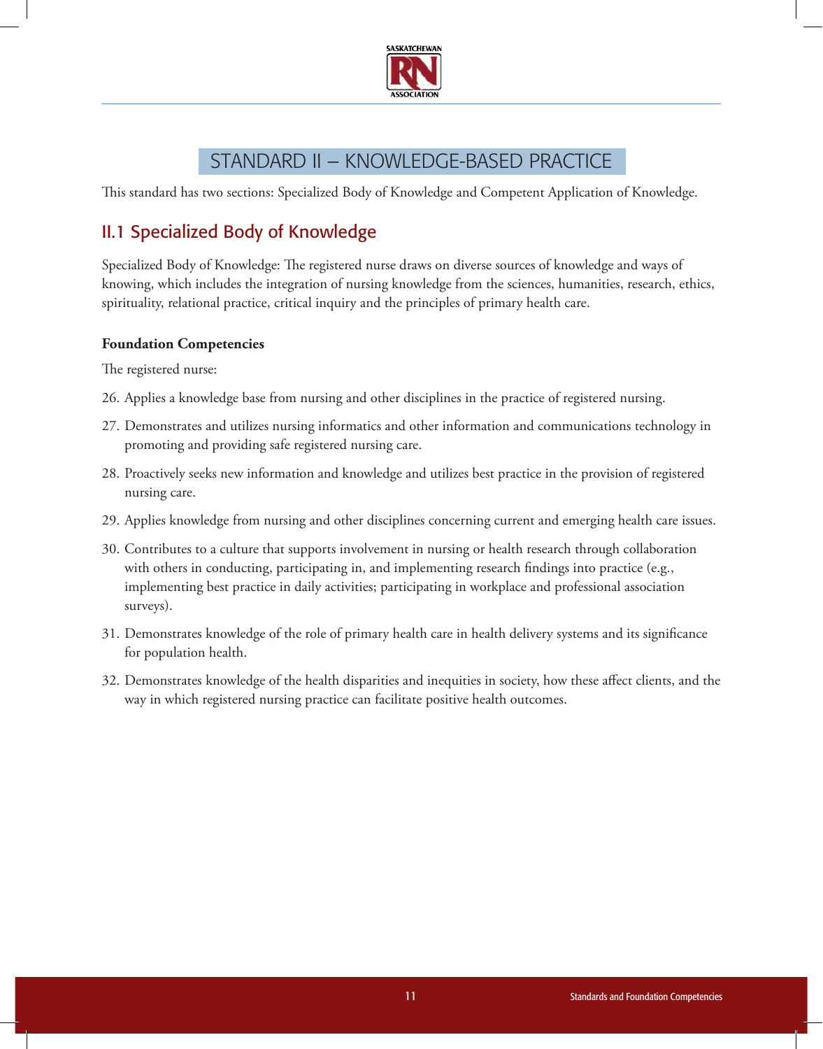# STANDARD II – KNOWLEDGE-BASED PRACTICE

This standard has two sections: Specialized Body of Knowledge and Competent Application of Knowledge.

## II.1 Specialized Body of Knowledge

Specialized Body of Knowledge: The registered nurse draws on diverse sources of knowledge and ways of knowing, which includes the integration of nursing knowledge from the sciences, humanities, research, ethics, spirituality, relational practice, critical inquiry and the principles of primary health care.

**Foundation Competencies**

The registered nurse:

26. Applies a knowledge base from nursing and other disciplines in the practice of registered nursing.
27. Demonstrates and utilizes nursing informatics and other information and communications technology in promoting and providing safe registered nursing care.
28. Proactively seeks new information and knowledge and utilizes best practice in the provision of registered nursing care.
29. Applies knowledge from nursing and other disciplines concerning current and emerging health care issues.
30. Contributes to a culture that supports involvement in nursing or health research through collaboration with others in conducting, participating in, and implementing research findings into practice (e.g., implementing best practice in daily activities; participating in workplace and professional association surveys).
31. Demonstrates knowledge of the role of primary health care in health delivery systems and its significance for population health.
32. Demonstrates knowledge of the health disparities and inequities in society, how these affect clients, and the way in which registered nursing practice can facilitate positive health outcomes.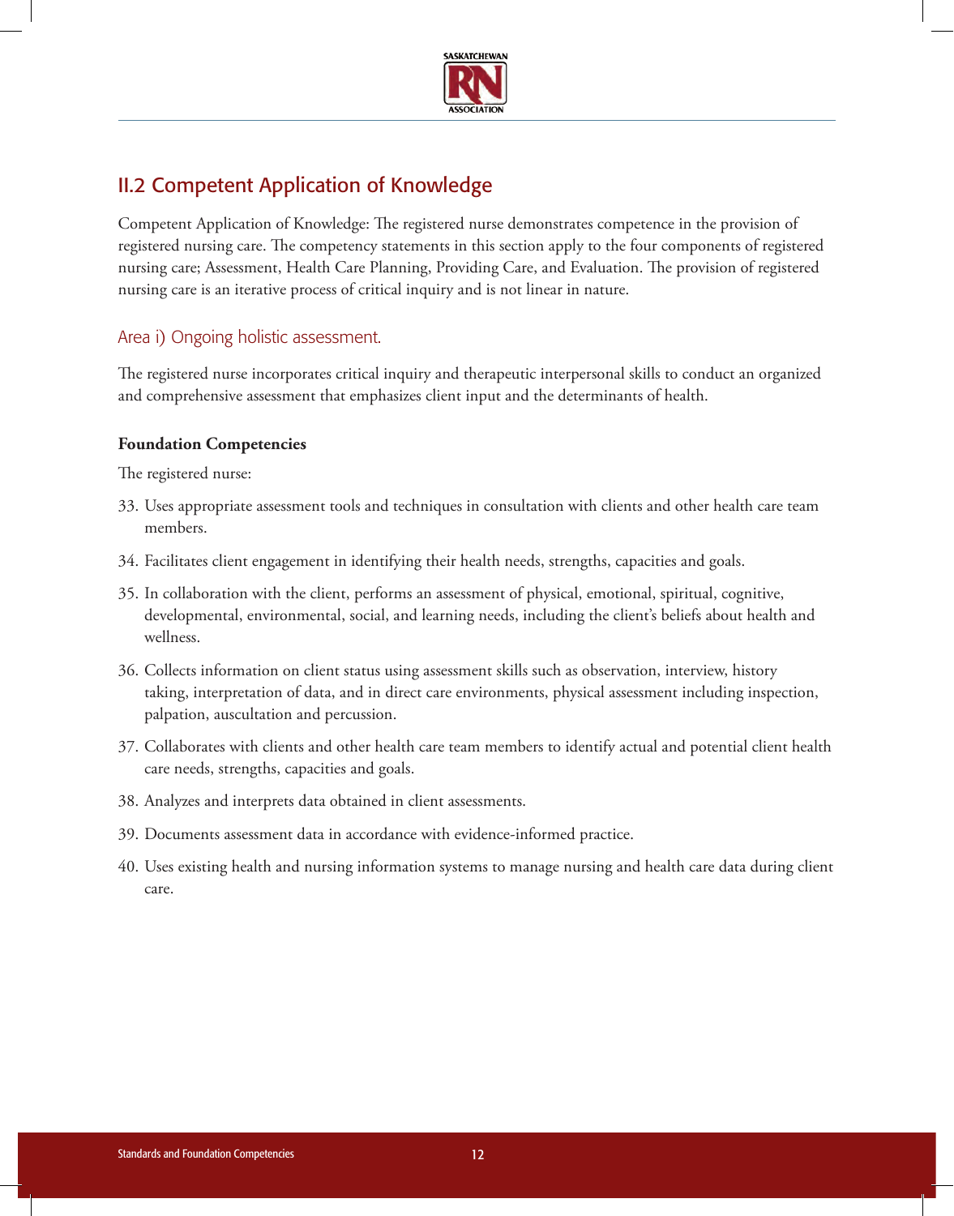## II.2 Competent Application of Knowledge

Competent Application of Knowledge: The registered nurse demonstrates competence in the provision of registered nursing care. The competency statements in this section apply to the four components of registered nursing care; Assessment, Health Care Planning, Providing Care, and Evaluation. The provision of registered nursing care is an iterative process of critical inquiry and is not linear in nature.

### Area i) Ongoing holistic assessment.

The registered nurse incorporates critical inquiry and therapeutic interpersonal skills to conduct an organized and comprehensive assessment that emphasizes client input and the determinants of health.

**Foundation Competencies**

The registered nurse:

33. Uses appropriate assessment tools and techniques in consultation with clients and other health care team members.
34. Facilitates client engagement in identifying their health needs, strengths, capacities and goals.
35. In collaboration with the client, performs an assessment of physical, emotional, spiritual, cognitive, developmental, environmental, social, and learning needs, including the client's beliefs about health and wellness.
36. Collects information on client status using assessment skills such as observation, interview, history taking, interpretation of data, and in direct care environments, physical assessment including inspection, palpation, auscultation and percussion.
37. Collaborates with clients and other health care team members to identify actual and potential client health care needs, strengths, capacities and goals.
38. Analyzes and interprets data obtained in client assessments.
39. Documents assessment data in accordance with evidence-informed practice.
40. Uses existing health and nursing information systems to manage nursing and health care data during client care.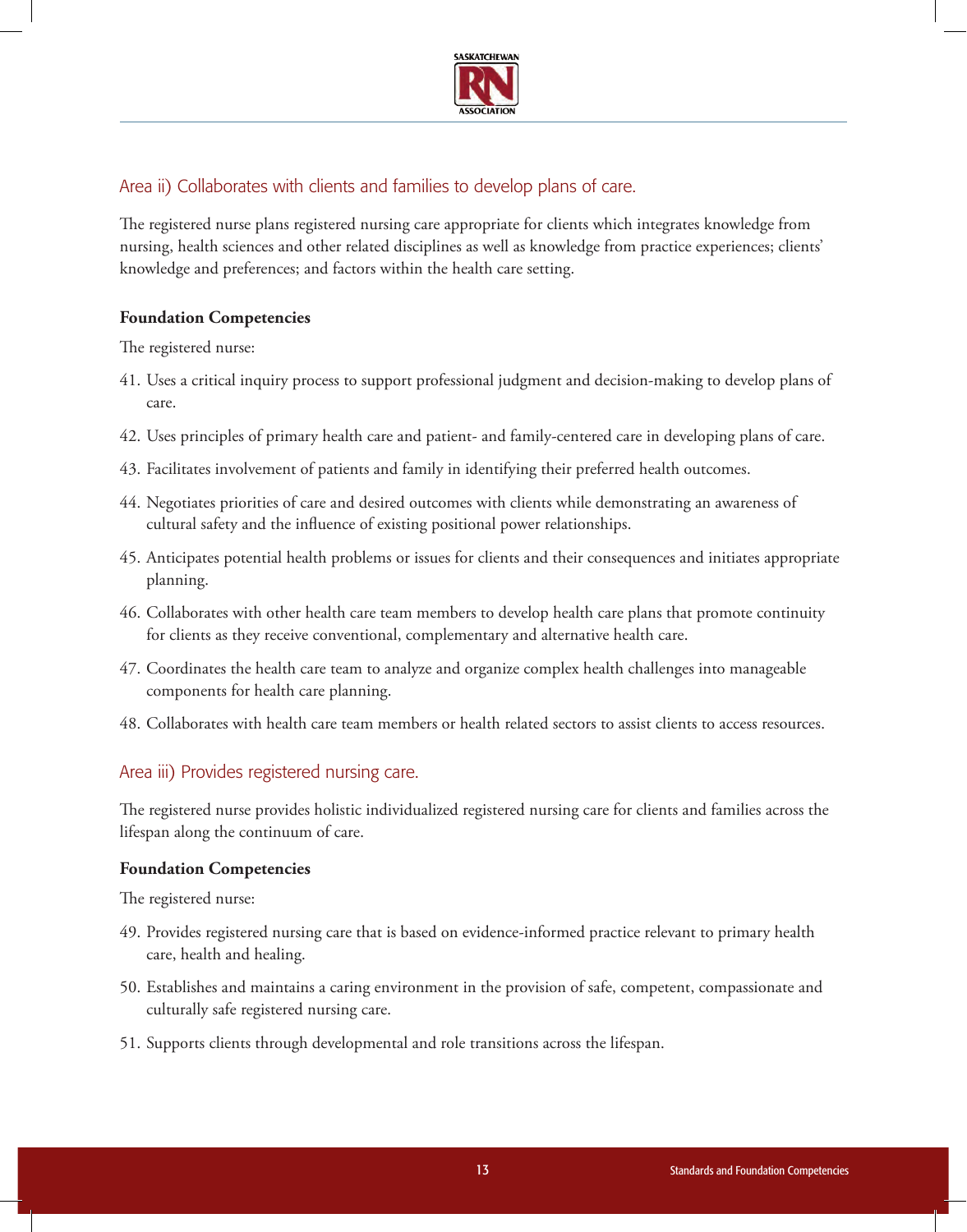## Area ii) Collaborates with clients and families to develop plans of care.

The registered nurse plans registered nursing care appropriate for clients which integrates knowledge from nursing, health sciences and other related disciplines as well as knowledge from practice experiences; clients' knowledge and preferences; and factors within the health care setting.

**Foundation Competencies**

The registered nurse:

41. Uses a critical inquiry process to support professional judgment and decision-making to develop plans of care.
42. Uses principles of primary health care and patient- and family-centered care in developing plans of care.
43. Facilitates involvement of patients and family in identifying their preferred health outcomes.
44. Negotiates priorities of care and desired outcomes with clients while demonstrating an awareness of cultural safety and the influence of existing positional power relationships.
45. Anticipates potential health problems or issues for clients and their consequences and initiates appropriate planning.
46. Collaborates with other health care team members to develop health care plans that promote continuity for clients as they receive conventional, complementary and alternative health care.
47. Coordinates the health care team to analyze and organize complex health challenges into manageable components for health care planning.
48. Collaborates with health care team members or health related sectors to assist clients to access resources.

## Area iii) Provides registered nursing care.

The registered nurse provides holistic individualized registered nursing care for clients and families across the lifespan along the continuum of care.

**Foundation Competencies**

The registered nurse:

49. Provides registered nursing care that is based on evidence-informed practice relevant to primary health care, health and healing.
50. Establishes and maintains a caring environment in the provision of safe, competent, compassionate and culturally safe registered nursing care.
51. Supports clients through developmental and role transitions across the lifespan.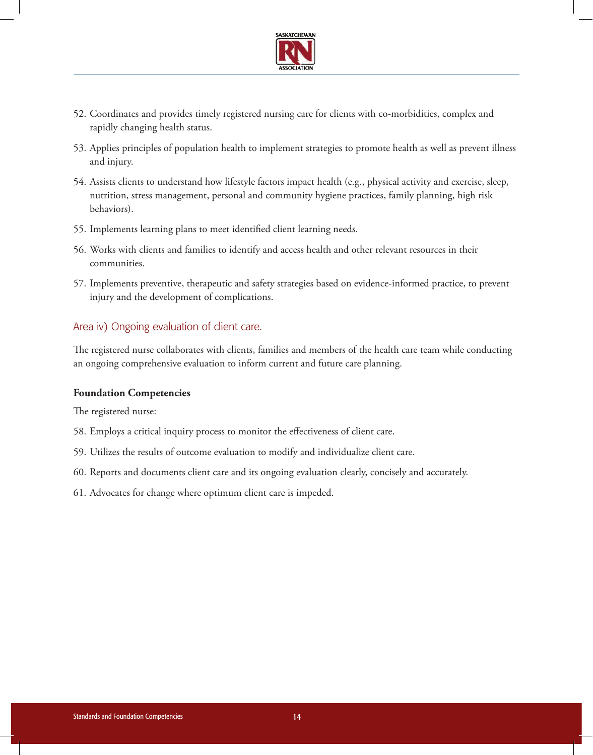52. Coordinates and provides timely registered nursing care for clients with co-morbidities, complex and rapidly changing health status.

53. Applies principles of population health to implement strategies to promote health as well as prevent illness and injury.

54. Assists clients to understand how lifestyle factors impact health (e.g., physical activity and exercise, sleep, nutrition, stress management, personal and community hygiene practices, family planning, high risk behaviors).

55. Implements learning plans to meet identified client learning needs.

56. Works with clients and families to identify and access health and other relevant resources in their communities.

57. Implements preventive, therapeutic and safety strategies based on evidence-informed practice, to prevent injury and the development of complications.

## Area iv) Ongoing evaluation of client care.

The registered nurse collaborates with clients, families and members of the health care team while conducting an ongoing comprehensive evaluation to inform current and future care planning.

**Foundation Competencies**

The registered nurse:

58. Employs a critical inquiry process to monitor the effectiveness of client care.

59. Utilizes the results of outcome evaluation to modify and individualize client care.

60. Reports and documents client care and its ongoing evaluation clearly, concisely and accurately.

61. Advocates for change where optimum client care is impeded.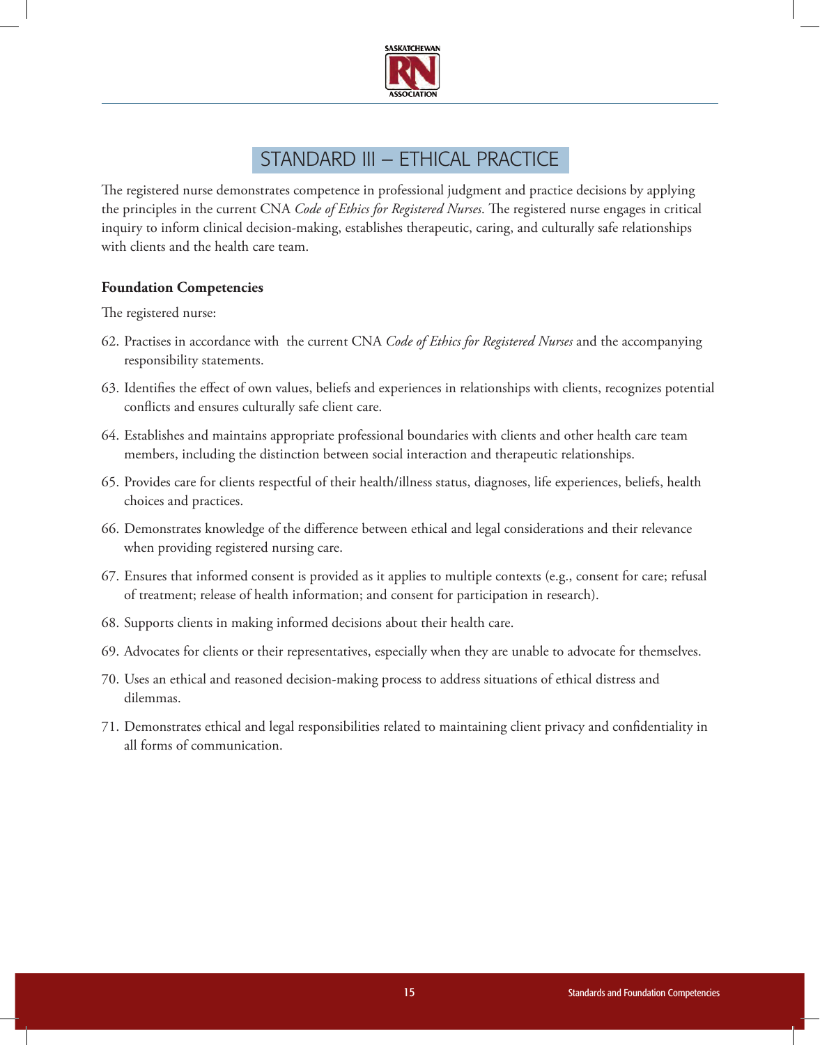# STANDARD III – ETHICAL PRACTICE

The registered nurse demonstrates competence in professional judgment and practice decisions by applying the principles in the current CNA *Code of Ethics for Registered Nurses*. The registered nurse engages in critical inquiry to inform clinical decision-making, establishes therapeutic, caring, and culturally safe relationships with clients and the health care team.

**Foundation Competencies**

The registered nurse:

62. Practises in accordance with the current CNA *Code of Ethics for Registered Nurses* and the accompanying responsibility statements.
63. Identifies the effect of own values, beliefs and experiences in relationships with clients, recognizes potential conflicts and ensures culturally safe client care.
64. Establishes and maintains appropriate professional boundaries with clients and other health care team members, including the distinction between social interaction and therapeutic relationships.
65. Provides care for clients respectful of their health/illness status, diagnoses, life experiences, beliefs, health choices and practices.
66. Demonstrates knowledge of the difference between ethical and legal considerations and their relevance when providing registered nursing care.
67. Ensures that informed consent is provided as it applies to multiple contexts (e.g., consent for care; refusal of treatment; release of health information; and consent for participation in research).
68. Supports clients in making informed decisions about their health care.
69. Advocates for clients or their representatives, especially when they are unable to advocate for themselves.
70. Uses an ethical and reasoned decision-making process to address situations of ethical distress and dilemmas.
71. Demonstrates ethical and legal responsibilities related to maintaining client privacy and confidentiality in all forms of communication.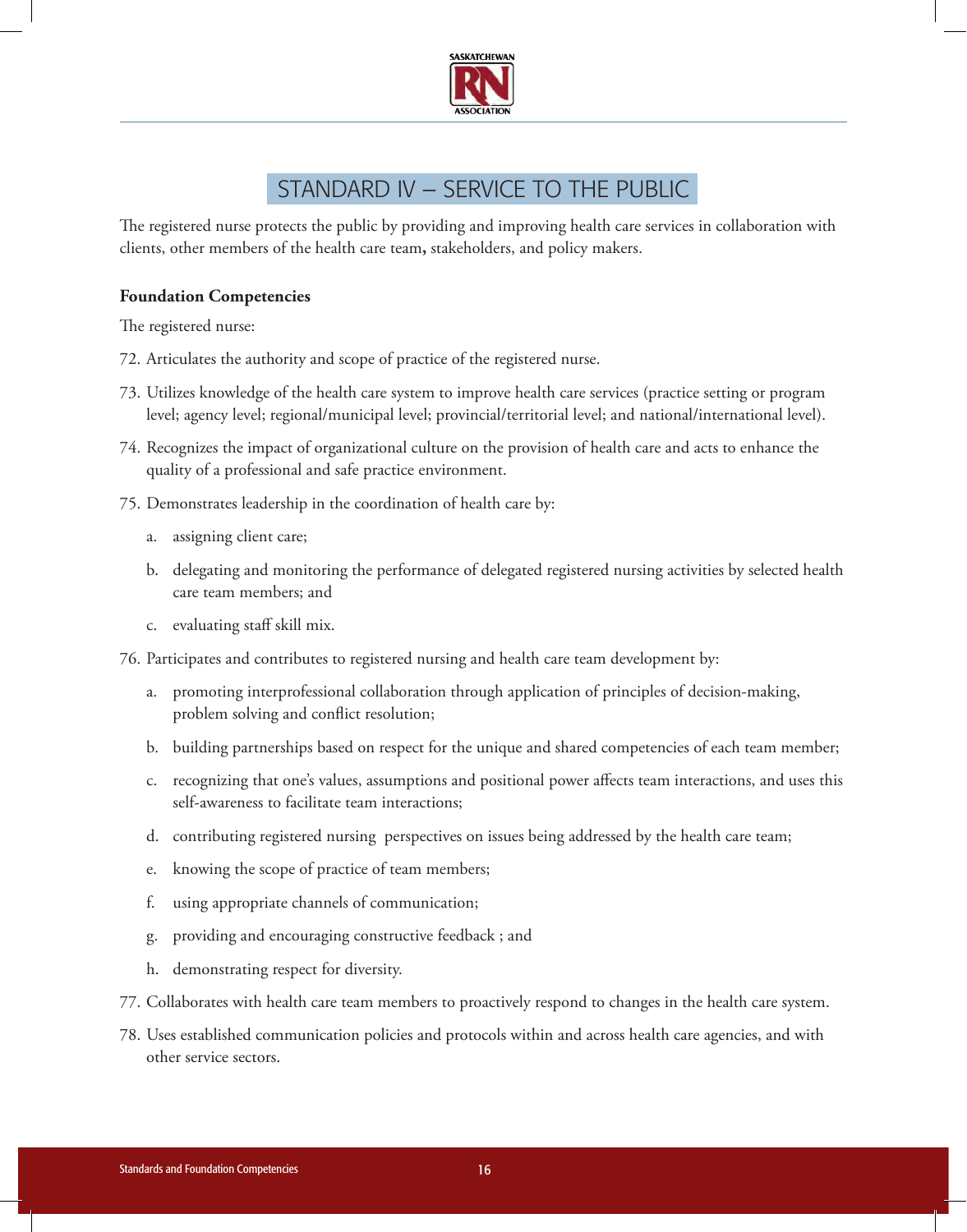## STANDARD IV – SERVICE TO THE PUBLIC

The registered nurse protects the public by providing and improving health care services in collaboration with clients, other members of the health care team**,** stakeholders, and policy makers.

**Foundation Competencies**

The registered nurse:

72. Articulates the authority and scope of practice of the registered nurse.
73. Utilizes knowledge of the health care system to improve health care services (practice setting or program level; agency level; regional/municipal level; provincial/territorial level; and national/international level).
74. Recognizes the impact of organizational culture on the provision of health care and acts to enhance the quality of a professional and safe practice environment.
75. Demonstrates leadership in the coordination of health care by:
    a. assigning client care;
    b. delegating and monitoring the performance of delegated registered nursing activities by selected health care team members; and
    c. evaluating staff skill mix.
76. Participates and contributes to registered nursing and health care team development by:
    a. promoting interprofessional collaboration through application of principles of decision-making, problem solving and conflict resolution;
    b. building partnerships based on respect for the unique and shared competencies of each team member;
    c. recognizing that one's values, assumptions and positional power affects team interactions, and uses this self-awareness to facilitate team interactions;
    d. contributing registered nursing perspectives on issues being addressed by the health care team;
    e. knowing the scope of practice of team members;
    f. using appropriate channels of communication;
    g. providing and encouraging constructive feedback ; and
    h. demonstrating respect for diversity.
77. Collaborates with health care team members to proactively respond to changes in the health care system.
78. Uses established communication policies and protocols within and across health care agencies, and with other service sectors.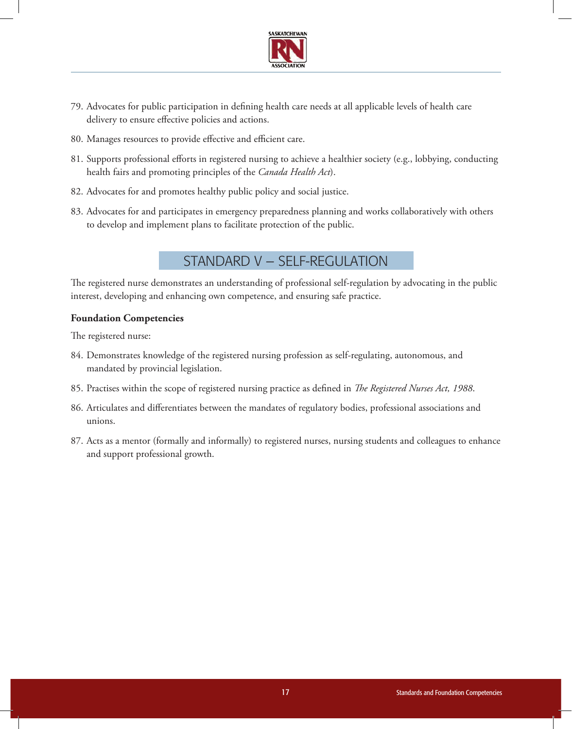79. Advocates for public participation in defining health care needs at all applicable levels of health care delivery to ensure effective policies and actions.

80. Manages resources to provide effective and efficient care.

81. Supports professional efforts in registered nursing to achieve a healthier society (e.g., lobbying, conducting health fairs and promoting principles of the *Canada Health Act*).

82. Advocates for and promotes healthy public policy and social justice.

83. Advocates for and participates in emergency preparedness planning and works collaboratively with others to develop and implement plans to facilitate protection of the public.

## STANDARD V – SELF-REGULATION

The registered nurse demonstrates an understanding of professional self-regulation by advocating in the public interest, developing and enhancing own competence, and ensuring safe practice.

**Foundation Competencies**

The registered nurse:

84. Demonstrates knowledge of the registered nursing profession as self-regulating, autonomous, and mandated by provincial legislation.

85. Practises within the scope of registered nursing practice as defined in *The Registered Nurses Act, 1988*.

86. Articulates and differentiates between the mandates of regulatory bodies, professional associations and unions.

87. Acts as a mentor (formally and informally) to registered nurses, nursing students and colleagues to enhance and support professional growth.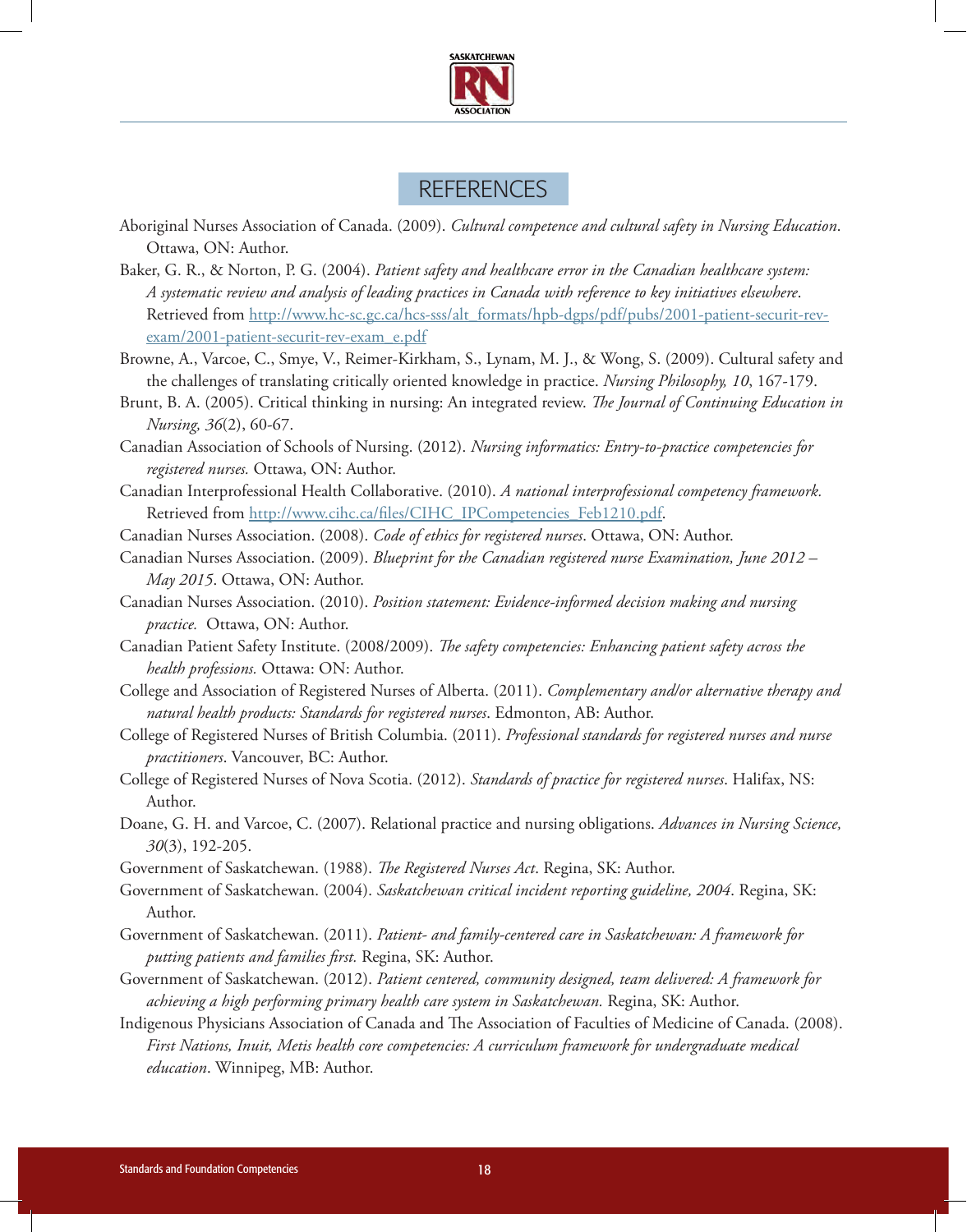# REFERENCES

Aboriginal Nurses Association of Canada. (2009). *Cultural competence and cultural safety in Nursing Education*. Ottawa, ON: Author.

Baker, G. R., & Norton, P. G. (2004). *Patient safety and healthcare error in the Canadian healthcare system: A systematic review and analysis of leading practices in Canada with reference to key initiatives elsewhere*. Retrieved from http://www.hc-sc.gc.ca/hcs-sss/alt_formats/hpb-dgps/pdf/pubs/2001-patient-securit-rev-exam/2001-patient-securit-rev-exam_e.pdf

Browne, A., Varcoe, C., Smye, V., Reimer-Kirkham, S., Lynam, M. J., & Wong, S. (2009). Cultural safety and the challenges of translating critically oriented knowledge in practice. *Nursing Philosophy, 10*, 167-179.

Brunt, B. A. (2005). Critical thinking in nursing: An integrated review. *The Journal of Continuing Education in Nursing, 36*(2), 60-67.

Canadian Association of Schools of Nursing. (2012). *Nursing informatics: Entry-to-practice competencies for registered nurses.* Ottawa, ON: Author.

Canadian Interprofessional Health Collaborative. (2010). *A national interprofessional competency framework.* Retrieved from http://www.cihc.ca/files/CIHC_IPCompetencies_Feb1210.pdf.

Canadian Nurses Association. (2008). *Code of ethics for registered nurses*. Ottawa, ON: Author.

Canadian Nurses Association. (2009). *Blueprint for the Canadian registered nurse Examination, June 2012 – May 2015*. Ottawa, ON: Author.

Canadian Nurses Association. (2010). *Position statement: Evidence-informed decision making and nursing practice.* Ottawa, ON: Author.

Canadian Patient Safety Institute. (2008/2009). *The safety competencies: Enhancing patient safety across the health professions.* Ottawa: ON: Author.

College and Association of Registered Nurses of Alberta. (2011). *Complementary and/or alternative therapy and natural health products: Standards for registered nurses*. Edmonton, AB: Author.

College of Registered Nurses of British Columbia. (2011). *Professional standards for registered nurses and nurse practitioners*. Vancouver, BC: Author.

College of Registered Nurses of Nova Scotia. (2012). *Standards of practice for registered nurses*. Halifax, NS: Author.

Doane, G. H. and Varcoe, C. (2007). Relational practice and nursing obligations. *Advances in Nursing Science, 30*(3), 192-205.

Government of Saskatchewan. (1988). *The Registered Nurses Act*. Regina, SK: Author.

Government of Saskatchewan. (2004). *Saskatchewan critical incident reporting guideline, 2004*. Regina, SK: Author.

Government of Saskatchewan. (2011). *Patient- and family-centered care in Saskatchewan: A framework for putting patients and families first.* Regina, SK: Author.

Government of Saskatchewan. (2012). *Patient centered, community designed, team delivered: A framework for achieving a high performing primary health care system in Saskatchewan.* Regina, SK: Author.

Indigenous Physicians Association of Canada and The Association of Faculties of Medicine of Canada. (2008). *First Nations, Inuit, Metis health core competencies: A curriculum framework for undergraduate medical education*. Winnipeg, MB: Author.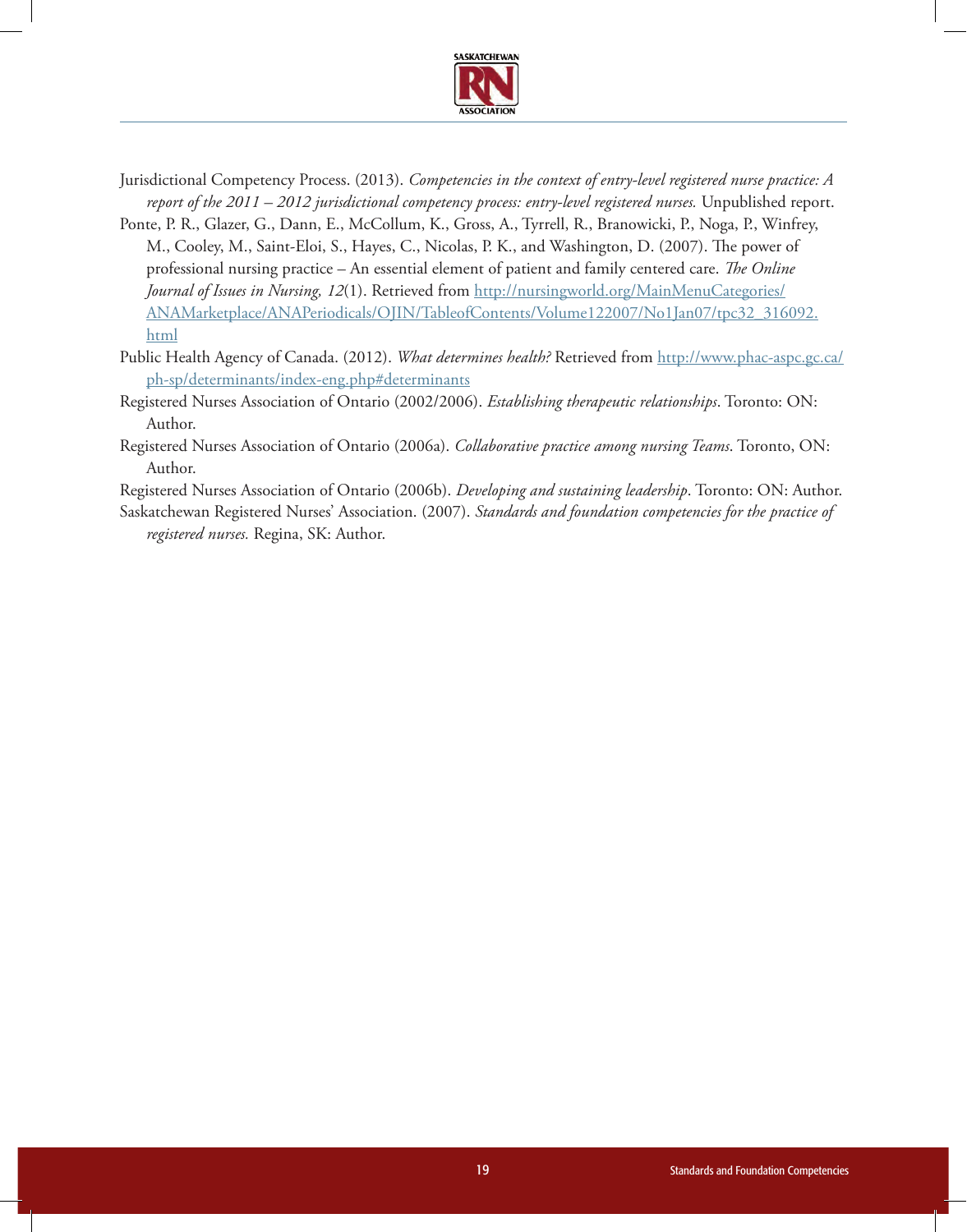Jurisdictional Competency Process. (2013). *Competencies in the context of entry-level registered nurse practice: A report of the 2011 – 2012 jurisdictional competency process: entry-level registered nurses.* Unpublished report.

Ponte, P. R., Glazer, G., Dann, E., McCollum, K., Gross, A., Tyrrell, R., Branowicki, P., Noga, P., Winfrey, M., Cooley, M., Saint-Eloi, S., Hayes, C., Nicolas, P. K., and Washington, D. (2007). The power of professional nursing practice – An essential element of patient and family centered care. *The Online Journal of Issues in Nursing, 12*(1). Retrieved from http://nursingworld.org/MainMenuCategories/ANAMarketplace/ANAPeriodicals/OJIN/TableofContents/Volume122007/No1Jan07/tpc32_316092.html

Public Health Agency of Canada. (2012). *What determines health?* Retrieved from http://www.phac-aspc.gc.ca/ph-sp/determinants/index-eng.php#determinants

Registered Nurses Association of Ontario (2002/2006). *Establishing therapeutic relationships*. Toronto: ON: Author.

Registered Nurses Association of Ontario (2006a). *Collaborative practice among nursing Teams*. Toronto, ON: Author.

Registered Nurses Association of Ontario (2006b). *Developing and sustaining leadership*. Toronto: ON: Author.

Saskatchewan Registered Nurses' Association. (2007). *Standards and foundation competencies for the practice of registered nurses.* Regina, SK: Author.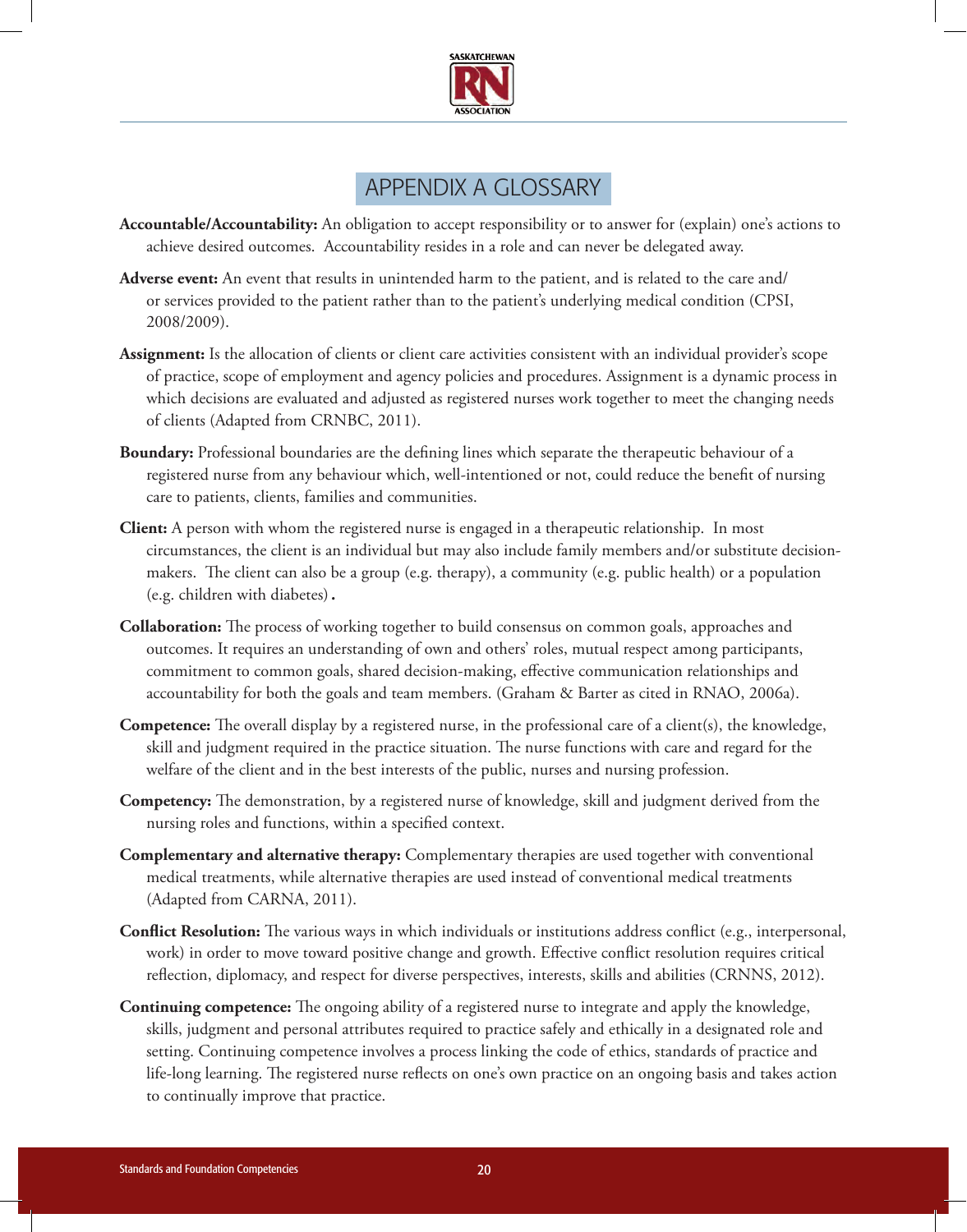# APPENDIX A GLOSSARY

**Accountable/Accountability:** An obligation to accept responsibility or to answer for (explain) one's actions to achieve desired outcomes. Accountability resides in a role and can never be delegated away.

**Adverse event:** An event that results in unintended harm to the patient, and is related to the care and/or services provided to the patient rather than to the patient's underlying medical condition (CPSI, 2008/2009).

**Assignment:** Is the allocation of clients or client care activities consistent with an individual provider's scope of practice, scope of employment and agency policies and procedures. Assignment is a dynamic process in which decisions are evaluated and adjusted as registered nurses work together to meet the changing needs of clients (Adapted from CRNBC, 2011).

**Boundary:** Professional boundaries are the defining lines which separate the therapeutic behaviour of a registered nurse from any behaviour which, well-intentioned or not, could reduce the benefit of nursing care to patients, clients, families and communities.

**Client:** A person with whom the registered nurse is engaged in a therapeutic relationship. In most circumstances, the client is an individual but may also include family members and/or substitute decision-makers. The client can also be a group (e.g. therapy), a community (e.g. public health) or a population (e.g. children with diabetes)**.**

**Collaboration:** The process of working together to build consensus on common goals, approaches and outcomes. It requires an understanding of own and others' roles, mutual respect among participants, commitment to common goals, shared decision-making, effective communication relationships and accountability for both the goals and team members. (Graham & Barter as cited in RNAO, 2006a).

**Competence:** The overall display by a registered nurse, in the professional care of a client(s), the knowledge, skill and judgment required in the practice situation. The nurse functions with care and regard for the welfare of the client and in the best interests of the public, nurses and nursing profession.

**Competency:** The demonstration, by a registered nurse of knowledge, skill and judgment derived from the nursing roles and functions, within a specified context.

**Complementary and alternative therapy:** Complementary therapies are used together with conventional medical treatments, while alternative therapies are used instead of conventional medical treatments (Adapted from CARNA, 2011).

**Conflict Resolution:** The various ways in which individuals or institutions address conflict (e.g., interpersonal, work) in order to move toward positive change and growth. Effective conflict resolution requires critical reflection, diplomacy, and respect for diverse perspectives, interests, skills and abilities (CRNNS, 2012).

**Continuing competence:** The ongoing ability of a registered nurse to integrate and apply the knowledge, skills, judgment and personal attributes required to practice safely and ethically in a designated role and setting. Continuing competence involves a process linking the code of ethics, standards of practice and life-long learning. The registered nurse reflects on one's own practice on an ongoing basis and takes action to continually improve that practice.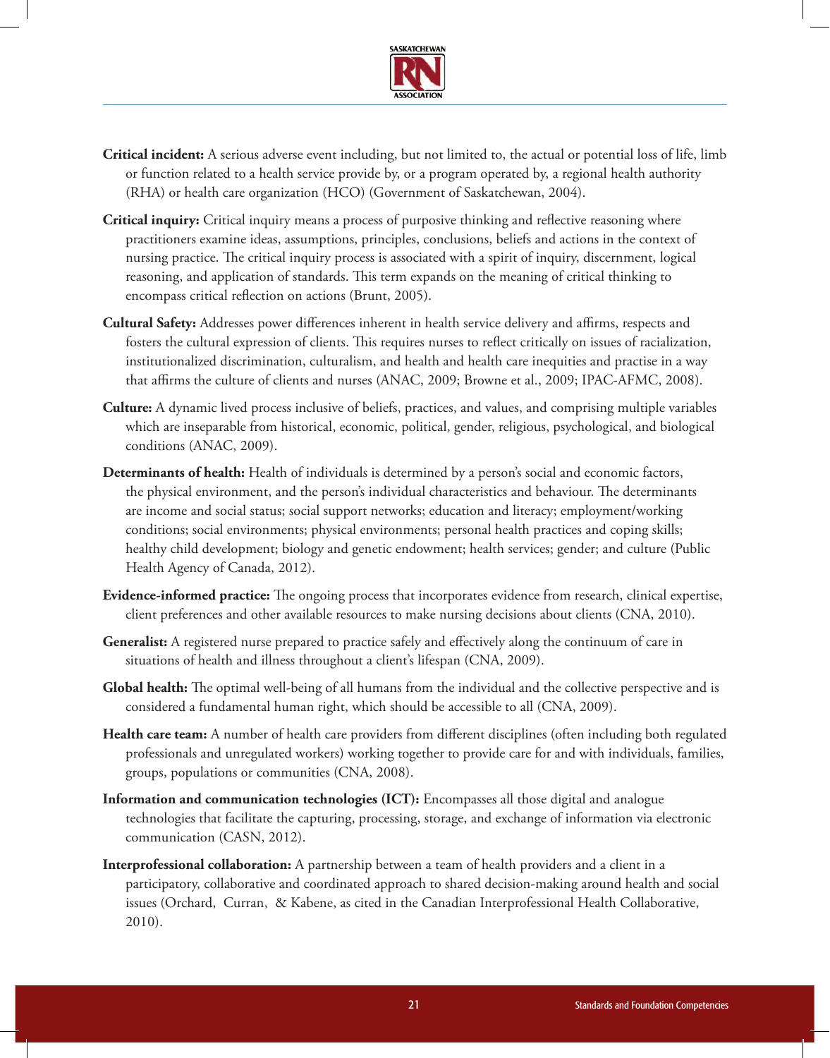**Critical incident:** A serious adverse event including, but not limited to, the actual or potential loss of life, limb or function related to a health service provide by, or a program operated by, a regional health authority (RHA) or health care organization (HCO) (Government of Saskatchewan, 2004).

**Critical inquiry:** Critical inquiry means a process of purposive thinking and reflective reasoning where practitioners examine ideas, assumptions, principles, conclusions, beliefs and actions in the context of nursing practice. The critical inquiry process is associated with a spirit of inquiry, discernment, logical reasoning, and application of standards. This term expands on the meaning of critical thinking to encompass critical reflection on actions (Brunt, 2005).

**Cultural Safety:** Addresses power differences inherent in health service delivery and affirms, respects and fosters the cultural expression of clients. This requires nurses to reflect critically on issues of racialization, institutionalized discrimination, culturalism, and health and health care inequities and practise in a way that affirms the culture of clients and nurses (ANAC, 2009; Browne et al., 2009; IPAC-AFMC, 2008).

**Culture:** A dynamic lived process inclusive of beliefs, practices, and values, and comprising multiple variables which are inseparable from historical, economic, political, gender, religious, psychological, and biological conditions (ANAC, 2009).

**Determinants of health:** Health of individuals is determined by a person's social and economic factors, the physical environment, and the person's individual characteristics and behaviour. The determinants are income and social status; social support networks; education and literacy; employment/working conditions; social environments; physical environments; personal health practices and coping skills; healthy child development; biology and genetic endowment; health services; gender; and culture (Public Health Agency of Canada, 2012).

**Evidence-informed practice:** The ongoing process that incorporates evidence from research, clinical expertise, client preferences and other available resources to make nursing decisions about clients (CNA, 2010).

**Generalist:** A registered nurse prepared to practice safely and effectively along the continuum of care in situations of health and illness throughout a client's lifespan (CNA, 2009).

**Global health:** The optimal well-being of all humans from the individual and the collective perspective and is considered a fundamental human right, which should be accessible to all (CNA, 2009).

**Health care team:** A number of health care providers from different disciplines (often including both regulated professionals and unregulated workers) working together to provide care for and with individuals, families, groups, populations or communities (CNA, 2008).

**Information and communication technologies (ICT):** Encompasses all those digital and analogue technologies that facilitate the capturing, processing, storage, and exchange of information via electronic communication (CASN, 2012).

**Interprofessional collaboration:** A partnership between a team of health providers and a client in a participatory, collaborative and coordinated approach to shared decision-making around health and social issues (Orchard, Curran, & Kabene, as cited in the Canadian Interprofessional Health Collaborative, 2010).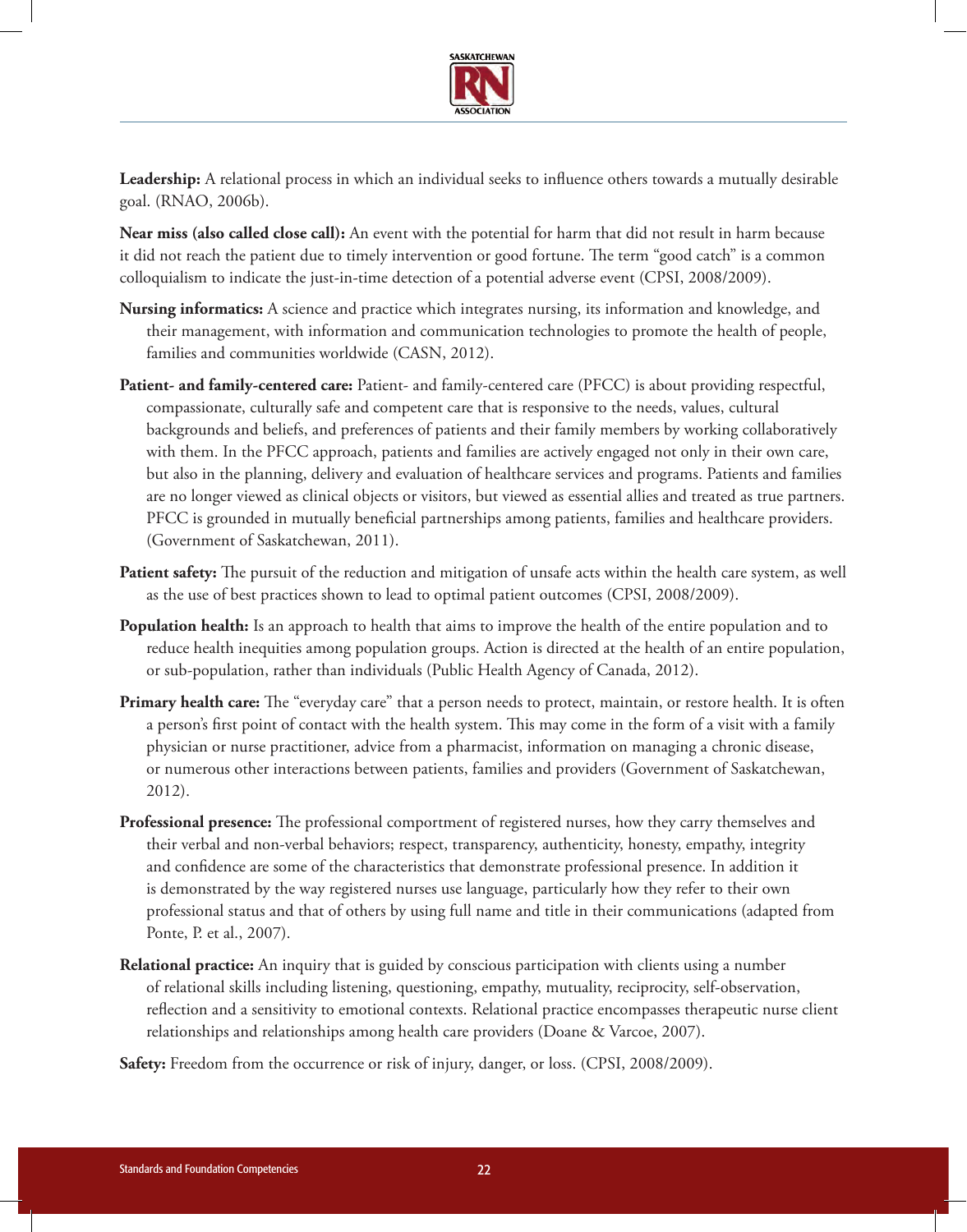**Leadership:** A relational process in which an individual seeks to influence others towards a mutually desirable goal. (RNAO, 2006b).

**Near miss (also called close call):** An event with the potential for harm that did not result in harm because it did not reach the patient due to timely intervention or good fortune. The term "good catch" is a common colloquialism to indicate the just-in-time detection of a potential adverse event (CPSI, 2008/2009).

**Nursing informatics:** A science and practice which integrates nursing, its information and knowledge, and their management, with information and communication technologies to promote the health of people, families and communities worldwide (CASN, 2012).

**Patient- and family-centered care:** Patient- and family-centered care (PFCC) is about providing respectful, compassionate, culturally safe and competent care that is responsive to the needs, values, cultural backgrounds and beliefs, and preferences of patients and their family members by working collaboratively with them. In the PFCC approach, patients and families are actively engaged not only in their own care, but also in the planning, delivery and evaluation of healthcare services and programs. Patients and families are no longer viewed as clinical objects or visitors, but viewed as essential allies and treated as true partners. PFCC is grounded in mutually beneficial partnerships among patients, families and healthcare providers. (Government of Saskatchewan, 2011).

**Patient safety:** The pursuit of the reduction and mitigation of unsafe acts within the health care system, as well as the use of best practices shown to lead to optimal patient outcomes (CPSI, 2008/2009).

**Population health:** Is an approach to health that aims to improve the health of the entire population and to reduce health inequities among population groups. Action is directed at the health of an entire population, or sub-population, rather than individuals (Public Health Agency of Canada, 2012).

**Primary health care:** The "everyday care" that a person needs to protect, maintain, or restore health. It is often a person's first point of contact with the health system. This may come in the form of a visit with a family physician or nurse practitioner, advice from a pharmacist, information on managing a chronic disease, or numerous other interactions between patients, families and providers (Government of Saskatchewan, 2012).

**Professional presence:** The professional comportment of registered nurses, how they carry themselves and their verbal and non-verbal behaviors; respect, transparency, authenticity, honesty, empathy, integrity and confidence are some of the characteristics that demonstrate professional presence. In addition it is demonstrated by the way registered nurses use language, particularly how they refer to their own professional status and that of others by using full name and title in their communications (adapted from Ponte, P. et al., 2007).

**Relational practice:** An inquiry that is guided by conscious participation with clients using a number of relational skills including listening, questioning, empathy, mutuality, reciprocity, self-observation, reflection and a sensitivity to emotional contexts. Relational practice encompasses therapeutic nurse client relationships and relationships among health care providers (Doane & Varcoe, 2007).

**Safety:** Freedom from the occurrence or risk of injury, danger, or loss. (CPSI, 2008/2009).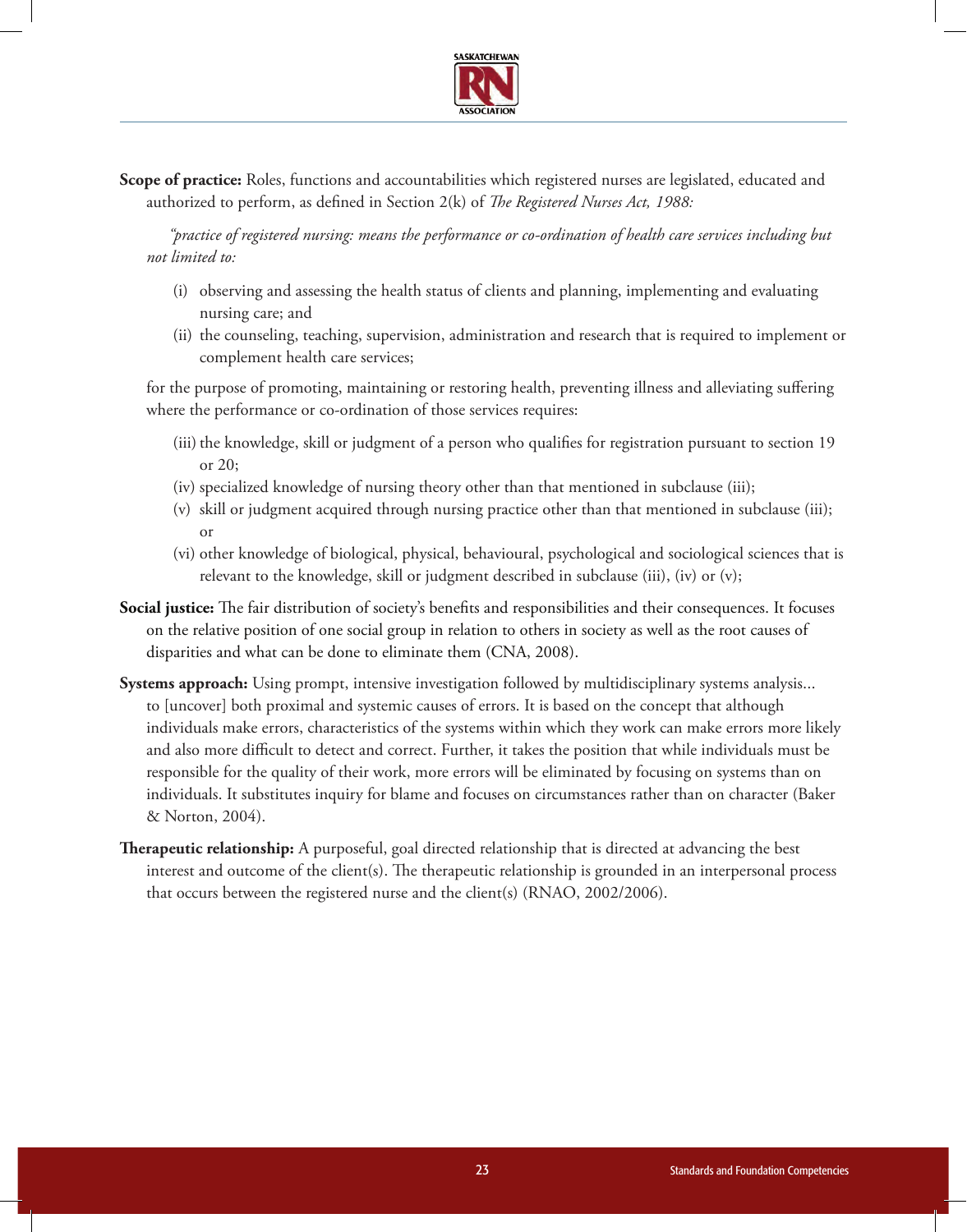**Scope of practice:** Roles, functions and accountabilities which registered nurses are legislated, educated and authorized to perform, as defined in Section 2(k) of *The Registered Nurses Act, 1988:*

> *"practice of registered nursing: means the performance or co-ordination of health care services including but not limited to:*
>
> (i) observing and assessing the health status of clients and planning, implementing and evaluating nursing care; and
>
> (ii) the counseling, teaching, supervision, administration and research that is required to implement or complement health care services;
>
> for the purpose of promoting, maintaining or restoring health, preventing illness and alleviating suffering where the performance or co-ordination of those services requires:
>
> (iii) the knowledge, skill or judgment of a person who qualifies for registration pursuant to section 19 or 20;
>
> (iv) specialized knowledge of nursing theory other than that mentioned in subclause (iii);
>
> (v) skill or judgment acquired through nursing practice other than that mentioned in subclause (iii); or
>
> (vi) other knowledge of biological, physical, behavioural, psychological and sociological sciences that is relevant to the knowledge, skill or judgment described in subclause (iii), (iv) or (v);

**Social justice:** The fair distribution of society's benefits and responsibilities and their consequences. It focuses on the relative position of one social group in relation to others in society as well as the root causes of disparities and what can be done to eliminate them (CNA, 2008).

**Systems approach:** Using prompt, intensive investigation followed by multidisciplinary systems analysis... to [uncover] both proximal and systemic causes of errors. It is based on the concept that although individuals make errors, characteristics of the systems within which they work can make errors more likely and also more difficult to detect and correct. Further, it takes the position that while individuals must be responsible for the quality of their work, more errors will be eliminated by focusing on systems than on individuals. It substitutes inquiry for blame and focuses on circumstances rather than on character (Baker & Norton, 2004).

**Therapeutic relationship:** A purposeful, goal directed relationship that is directed at advancing the best interest and outcome of the client(s). The therapeutic relationship is grounded in an interpersonal process that occurs between the registered nurse and the client(s) (RNAO, 2002/2006).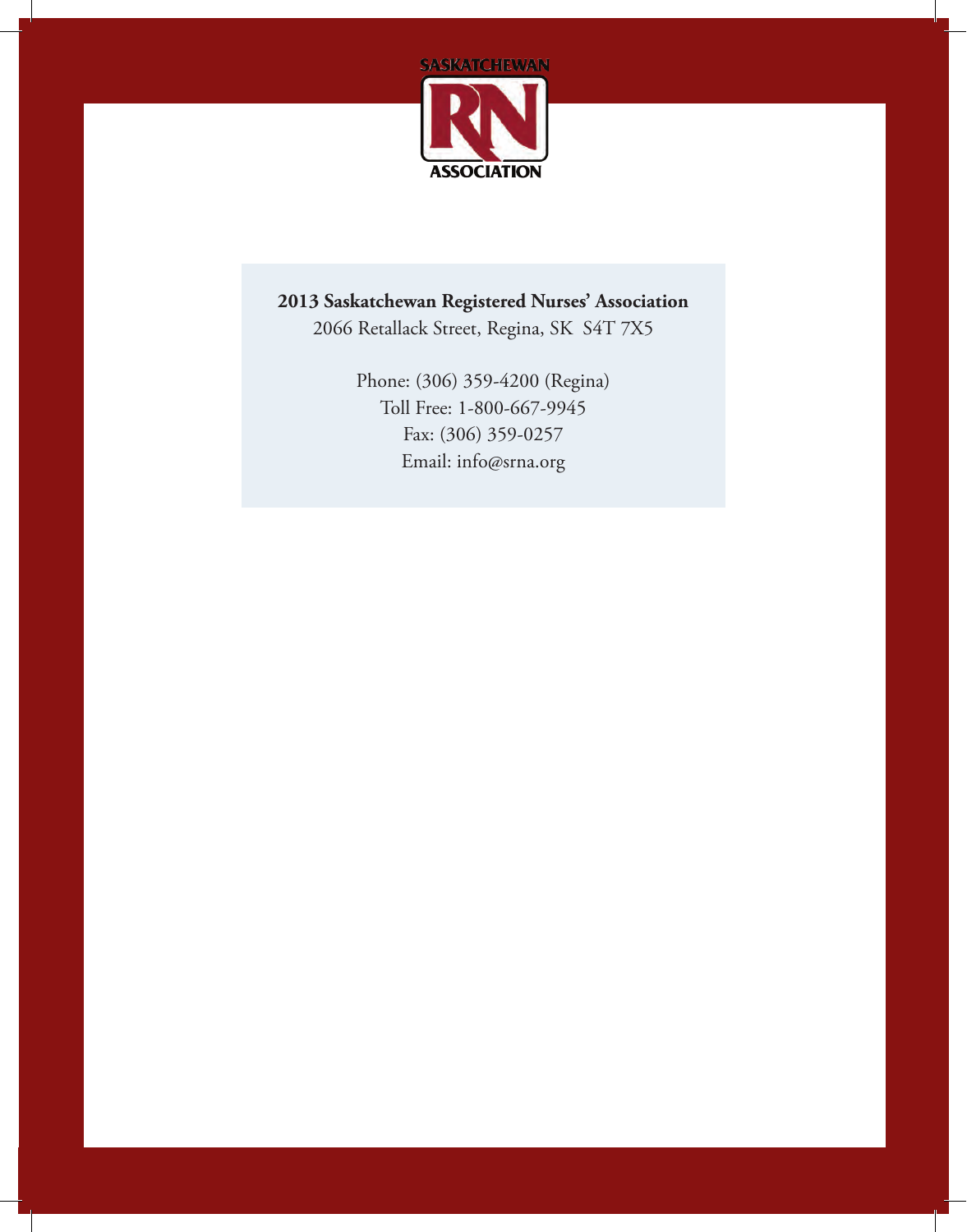SASKATCHEWAN RN ASSOCIATION

**2013 Saskatchewan Registered Nurses' Association**
2066 Retallack Street, Regina, SK  S4T 7X5

Phone: (306) 359-4200 (Regina)
Toll Free: 1-800-667-9945
Fax: (306) 359-0257
Email: info@srna.org